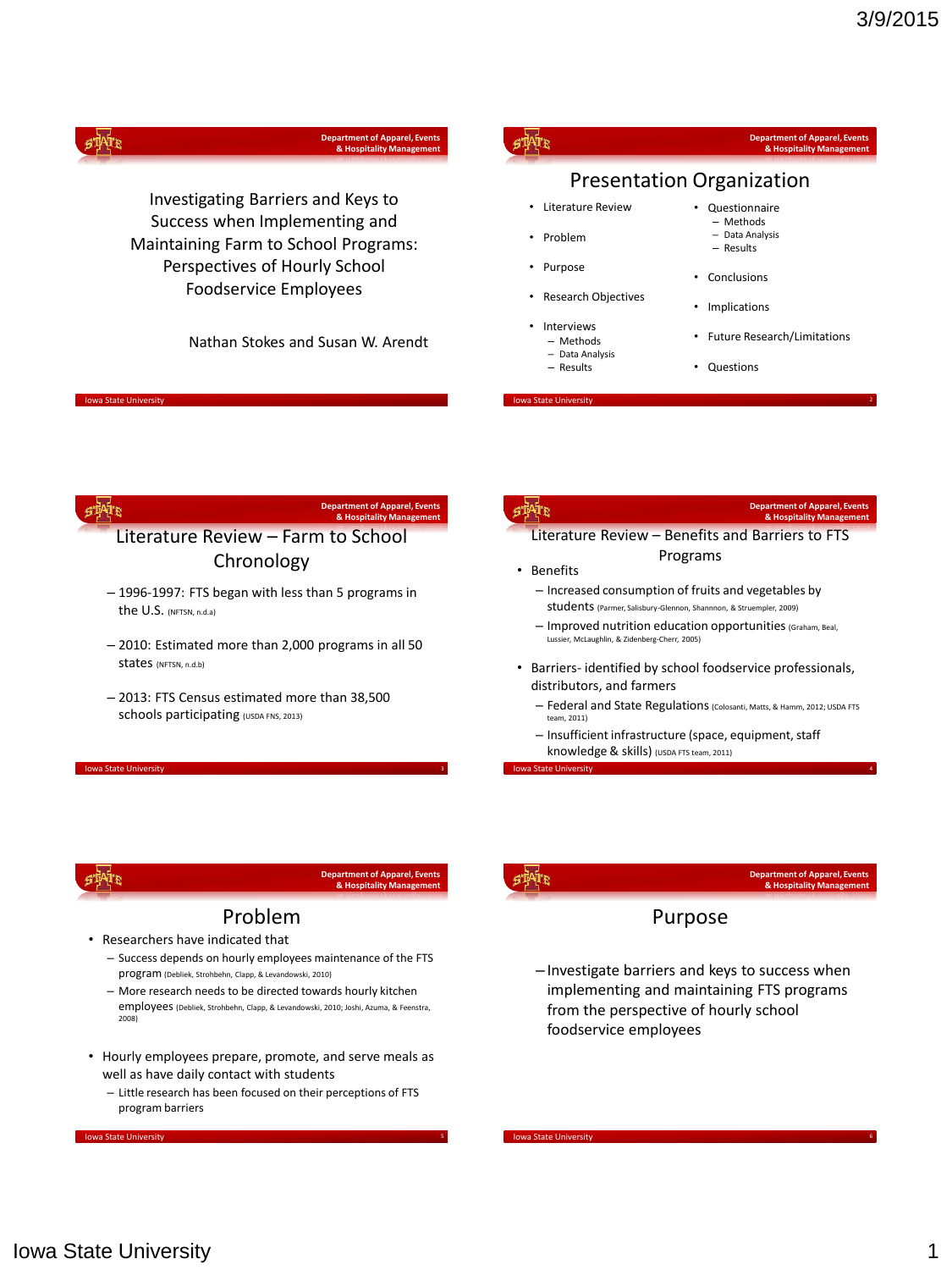# Investigating Barriers and Keys to Success when Implementing and Maintaining Farm to School Programs: Perspectives of Hourly School Foodservice Employees

Nathan Stokes and Susan W. Arendt

## Presentation Organization

- Literature Review
- Problem
- Purpose
- Research Objectives
- Interviews
  - Methods
  - Data Analysis
  - Results
- Questionnaire
  - Methods
  - Data Analysis
  - Results
- Conclusions
- Implications
- Future Research/Limitations
- Questions

## Literature Review – Farm to School Chronology

- 1996-1997: FTS began with less than 5 programs in the U.S. (NFTSN, n.d.a)
- 2010: Estimated more than 2,000 programs in all 50 states (NFTSN, n.d.b)
- 2013: FTS Census estimated more than 38,500 schools participating (USDA FNS, 2013)

## Literature Review – Benefits and Barriers to FTS Programs

- Benefits
  - Increased consumption of fruits and vegetables by students (Parmer, Salisbury-Glennon, Shannnon, & Struempler, 2009)
  - Improved nutrition education opportunities (Graham, Beal, Lussier, McLaughlin, & Zidenberg-Cherr, 2005)
- Barriers- identified by school foodservice professionals, distributors, and farmers
  - Federal and State Regulations (Colosanti, Matts, & Hamm, 2012; USDA FTS team, 2011)
  - Insufficient infrastructure (space, equipment, staff knowledge & skills) (USDA FTS team, 2011)

## Problem

- Researchers have indicated that
  - Success depends on hourly employees maintenance of the FTS program (Debliek, Strohbehn, Clapp, & Levandowski, 2010)
  - More research needs to be directed towards hourly kitchen employees (Debliek, Strohbehn, Clapp, & Levandowski, 2010; Joshi, Azuma, & Feenstra, 2008)
- Hourly employees prepare, promote, and serve meals as well as have daily contact with students
  - Little research has been focused on their perceptions of FTS program barriers

## Purpose

- Investigate barriers and keys to success when implementing and maintaining FTS programs from the perspective of hourly school foodservice employees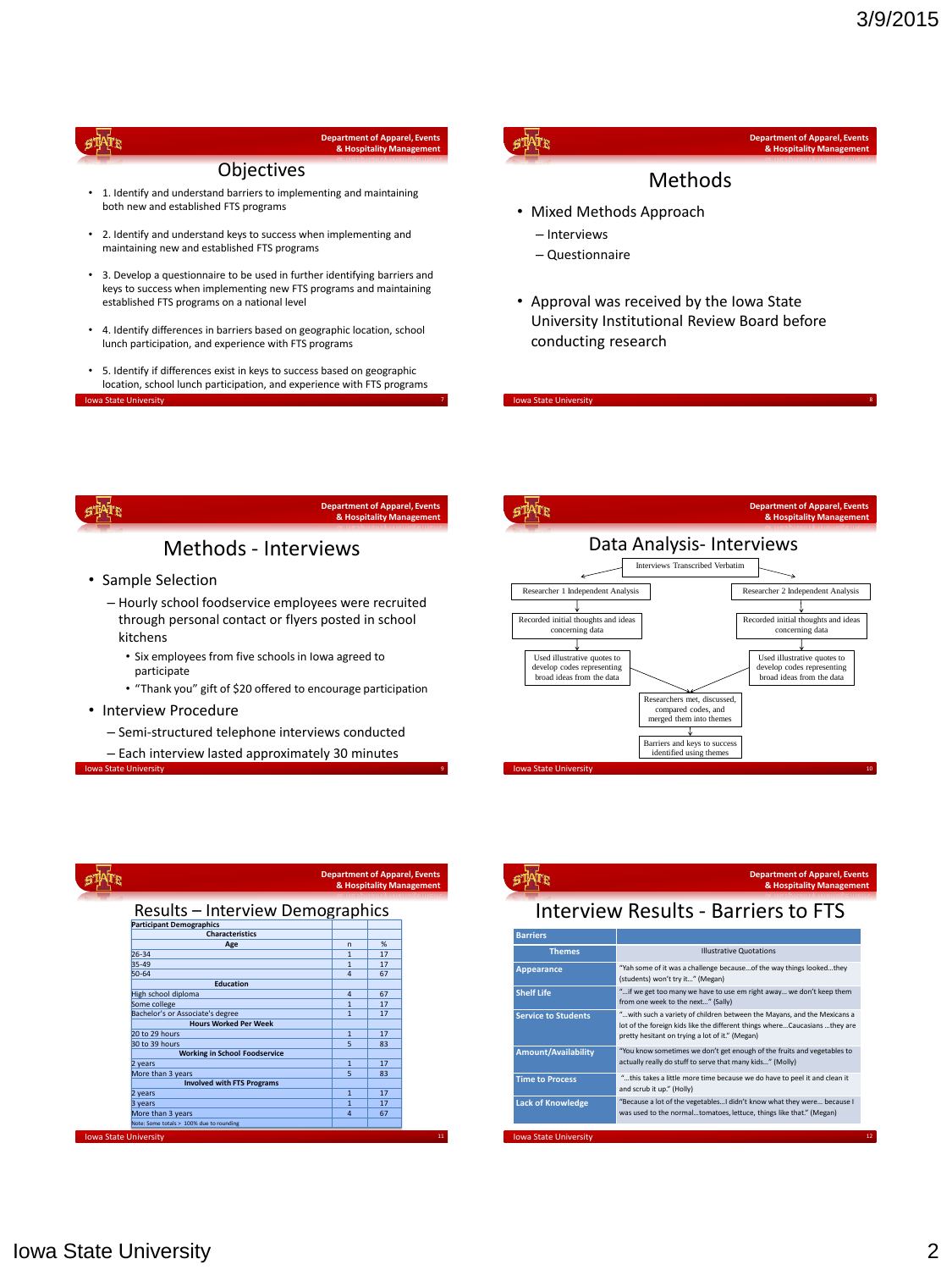## Objectives

- 1. Identify and understand barriers to implementing and maintaining both new and established FTS programs
- 2. Identify and understand keys to success when implementing and maintaining new and established FTS programs
- 3. Develop a questionnaire to be used in further identifying barriers and keys to success when implementing new FTS programs and maintaining established FTS programs on a national level
- 4. Identify differences in barriers based on geographic location, school lunch participation, and experience with FTS programs
- 5. Identify if differences exist in keys to success based on geographic location, school lunch participation, and experience with FTS programs

## Methods

- Mixed Methods Approach
  - Interviews
  - Questionnaire
- Approval was received by the Iowa State University Institutional Review Board before conducting research

## Methods - Interviews

- Sample Selection
  - Hourly school foodservice employees were recruited through personal contact or flyers posted in school kitchens
    - Six employees from five schools in Iowa agreed to participate
    - "Thank you" gift of $20 offered to encourage participation
- Interview Procedure
  - Semi-structured telephone interviews conducted
  - Each interview lasted approximately 30 minutes

## Data Analysis- Interviews

Interviews Transcribed Verbatim

| Researcher 1 | Researcher 2 |
|---|---|
| Researcher 1 Independent Analysis | Researcher 2 Independent Analysis |
| Recorded initial thoughts and ideas concerning data | Recorded initial thoughts and ideas concerning data |
| Used illustrative quotes to develop codes representing broad ideas from the data | Used illustrative quotes to develop codes representing broad ideas from the data |

Researchers met, discussed, compared codes, and merged them into themes

Barriers and keys to success identified using themes

## Results – Interview Demographics

| Participant Demographics | | |
|---|---|---|
| Characteristics | | |
| Age | n | % |
| 26-34 | 1 | 17 |
| 35-49 | 1 | 17 |
| 50-64 | 4 | 67 |
| Education | | |
| High school diploma | 4 | 67 |
| Some college | 1 | 17 |
| Bachelor's or Associate's degree | 1 | 17 |
| Hours Worked Per Week | | |
| 20 to 29 hours | 1 | 17 |
| 30 to 39 hours | 5 | 83 |
| Working in School Foodservice | | |
| 2 years | 1 | 17 |
| More than 3 years | 5 | 83 |
| Involved with FTS Programs | | |
| 2 years | 1 | 17 |
| 3 years | 1 | 17 |
| More than 3 years | 4 | 67 |

Note: Some totals > 100% due to rounding

## Interview Results - Barriers to FTS

| Barriers | |
|---|---|
| Themes | Illustrative Quotations |
| Appearance | "Yah some of it was a challenge because…of the way things looked…they (students) won't try it…" (Megan) |
| Shelf Life | "…if we get too many we have to use em right away… we don't keep them from one week to the next…" (Sally) |
| Service to Students | "…with such a variety of children between the Mayans, and the Mexicans a lot of the foreign kids like the different things where…Caucasians …they are pretty hesitant on trying a lot of it." (Megan) |
| Amount/Availability | "You know sometimes we don't get enough of the fruits and vegetables to actually really do stuff to serve that many kids…" (Molly) |
| Time to Process | "…this takes a little more time because we do have to peel it and clean it and scrub it up." (Holly) |
| Lack of Knowledge | "Because a lot of the vegetables…I didn't know what they were… because I was used to the normal…tomatoes, lettuce, things like that." (Megan) |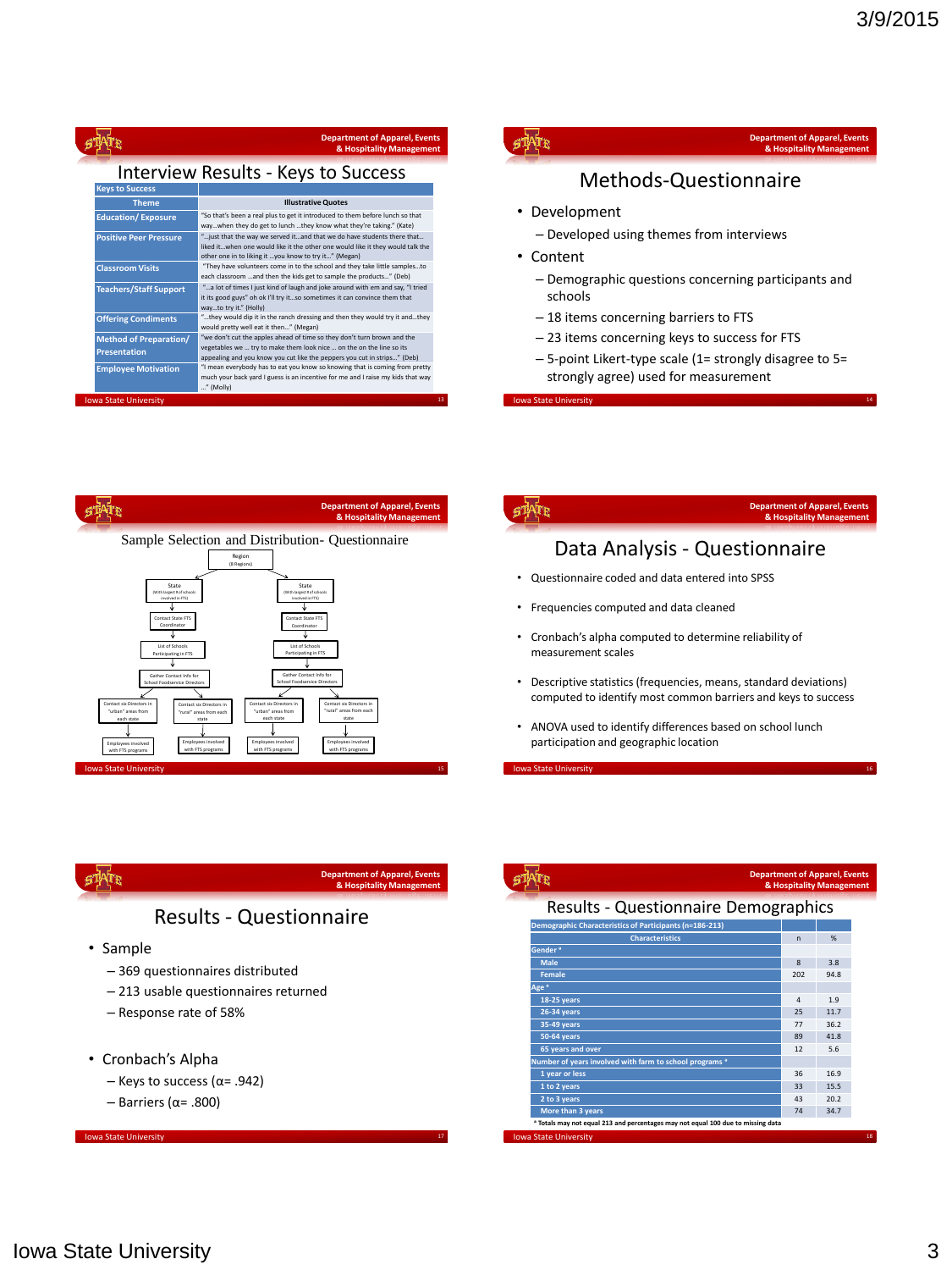## Interview Results - Keys to Success

| Keys to Success | |
|---|---|
| **Theme** | **Illustrative Quotes** |
| Education/ Exposure | "So that's been a real plus to get it introduced to them before lunch so that way…when they do get to lunch …they know what they're taking." (Kate) |
| Positive Peer Pressure | "…just that the way we served it…and that we do have students there that…liked it…when one would like it the other one would like it they would talk the other one in to liking it …you know to try it…" (Megan) |
| Classroom Visits | "They have volunteers come in to the school and they take little samples…to each classroom …and then the kids get to sample the products…" (Deb) |
| Teachers/Staff Support | "…a lot of times I just kind of laugh and joke around with em and say, "I tried it its good guys" oh ok I'll try it…so sometimes it can convince them that way…to try it." (Holly) |
| Offering Condiments | "…they would dip it in the ranch dressing and then they would try it and…they would pretty well eat it then…" (Megan) |
| Method of Preparation/ Presentation | "we don't cut the apples ahead of time so they don't turn brown and the vegetables we … try to make them look nice … on the on the line so its appealing and you know you cut like the peppers you cut in strips…" (Deb) |
| Employee Motivation | "I mean everybody has to eat you know so knowing that is coming from pretty much your back yard I guess is an incentive for me and I raise my kids that way …" (Molly) |

## Methods-Questionnaire

- Development
  - Developed using themes from interviews
- Content
  - Demographic questions concerning participants and schools
  - 18 items concerning barriers to FTS
  - 23 items concerning keys to success for FTS
  - 5-point Likert-type scale (1= strongly disagree to 5= strongly agree) used for measurement

## Sample Selection and Distribution- Questionnaire

Region (8 Regions) → State (With largest # of schools involved in FTS) → Contact State FTS Coordinator → List of Schools Participating in FTS → Gather Contact Info for School Foodservice Directors → Contact six Directors in "urban" areas from each state / Contact six Directors in "rural" areas from each state → Employees involved with FTS programs

## Data Analysis - Questionnaire

- Questionnaire coded and data entered into SPSS
- Frequencies computed and data cleaned
- Cronbach's alpha computed to determine reliability of measurement scales
- Descriptive statistics (frequencies, means, standard deviations) computed to identify most common barriers and keys to success
- ANOVA used to identify differences based on school lunch participation and geographic location

## Results - Questionnaire

- Sample
  - 369 questionnaires distributed
  - 213 usable questionnaires returned
  - Response rate of 58%
- Cronbach's Alpha
  - Keys to success ($\alpha$= .942)
  - Barriers ($\alpha$= .800)

## Results - Questionnaire Demographics

| Demographic Characteristics of Participants (n=186-213) | | |
|---|---|---|
| **Characteristics** | **n** | **%** |
| **Gender** * | | |
| Male | 8 | 3.8 |
| Female | 202 | 94.8 |
| **Age** * | | |
| 18-25 years | 4 | 1.9 |
| 26-34 years | 25 | 11.7 |
| 35-49 years | 77 | 36.2 |
| 50-64 years | 89 | 41.8 |
| 65 years and over | 12 | 5.6 |
| **Number of years involved with farm to school programs** * | | |
| 1 year or less | 36 | 16.9 |
| 1 to 2 years | 33 | 15.5 |
| 2 to 3 years | 43 | 20.2 |
| More than 3 years | 74 | 34.7 |

\* Totals may not equal 213 and percentages may not equal 100 due to missing data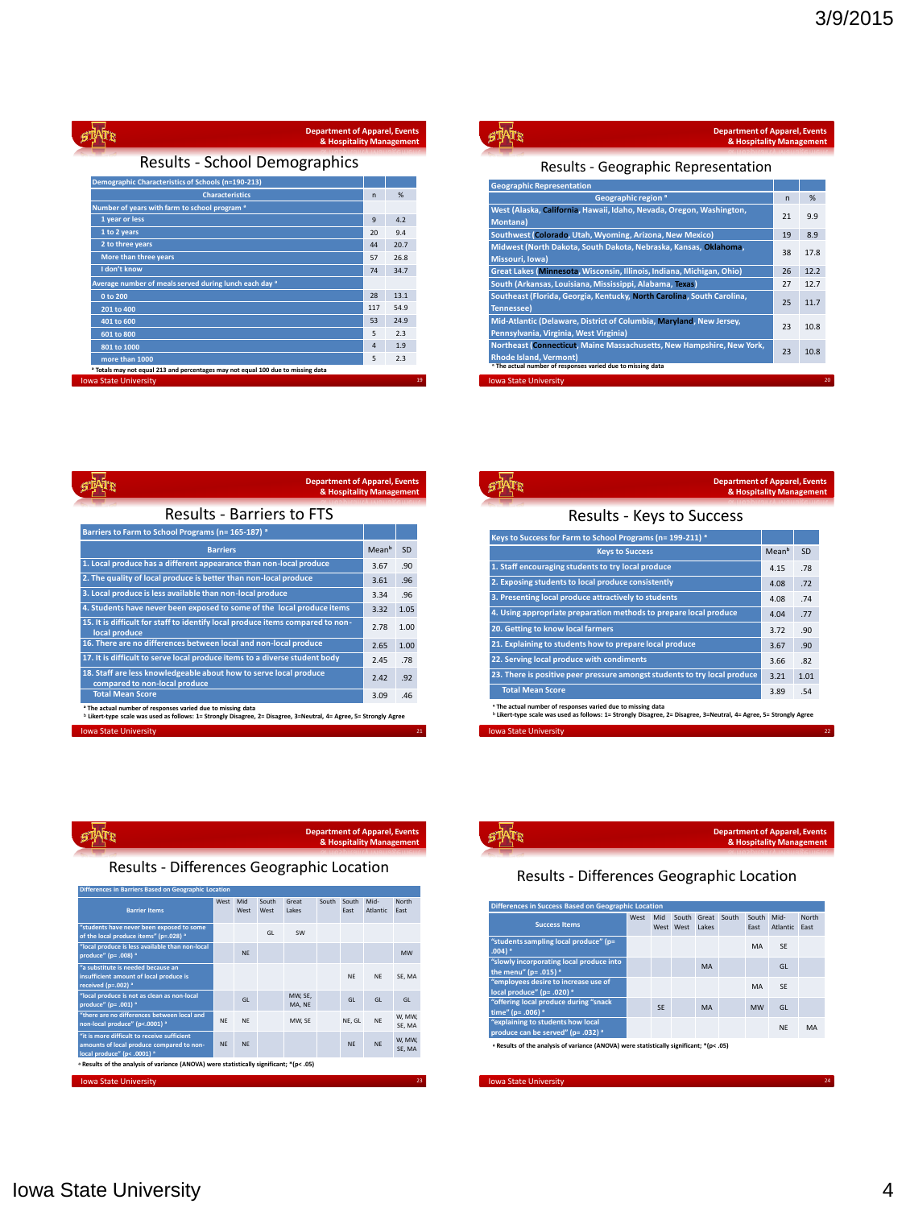## Results - School Demographics

| Demographic Characteristics of Schools (n=190-213) | | |
|---|---|---|
| Characteristics | n | % |
| Number of years with farm to school program * | | |
| 1 year or less | 9 | 4.2 |
| 1 to 2 years | 20 | 9.4 |
| 2 to three years | 44 | 20.7 |
| More than three years | 57 | 26.8 |
| I don't know | 74 | 34.7 |
| Average number of meals served during lunch each day * | | |
| 0 to 200 | 28 | 13.1 |
| 201 to 400 | 117 | 54.9 |
| 401 to 600 | 53 | 24.9 |
| 601 to 800 | 5 | 2.3 |
| 801 to 1000 | 4 | 1.9 |
| more than 1000 | 5 | 2.3 |

* Totals may not equal 213 and percentages may not equal 100 due to missing data

## Results - Geographic Representation

| Geographic Representation | | |
|---|---|---|
| Geographic region [a] | n | % |
| West (Alaska, **California**, Hawaii, Idaho, Nevada, Oregon, Washington, Montana) | 21 | 9.9 |
| Southwest (**Colorado**, Utah, Wyoming, Arizona, New Mexico) | 19 | 8.9 |
| Midwest (North Dakota, South Dakota, Nebraska, Kansas, **Oklahoma**, Missouri, Iowa) | 38 | 17.8 |
| Great Lakes (**Minnesota**, Wisconsin, Illinois, Indiana, Michigan, Ohio) | 26 | 12.2 |
| South (Arkansas, Louisiana, Mississippi, Alabama, **Texas**) | 27 | 12.7 |
| Southeast (Florida, Georgia, Kentucky, **North Carolina**, South Carolina, Tennessee) | 25 | 11.7 |
| Mid-Atlantic (Delaware, District of Columbia, **Maryland**, New Jersey, Pennsylvania, Virginia, West Virginia) | 23 | 10.8 |
| Northeast (**Connecticut**, Maine Massachusetts, New Hampshire, New York, Rhode Island, Vermont) | 23 | 10.8 |

[a] The actual number of responses varied due to missing data

## Results - Barriers to FTS

| Barriers to Farm to School Programs (n= 165-187) [a] | | |
|---|---|---|
| Barriers | Mean[b] | SD |
| 1. Local produce has a different appearance than non-local produce | 3.67 | .90 |
| 2. The quality of local produce is better than non-local produce | 3.61 | .96 |
| 3. Local produce is less available than non-local produce | 3.34 | .96 |
| 4. Students have never been exposed to some of the local produce items | 3.32 | 1.05 |
| 15. It is difficult for staff to identify local produce items compared to non-local produce | 2.78 | 1.00 |
| 16. There are no differences between local and non-local produce | 2.65 | 1.00 |
| 17. It is difficult to serve local produce items to a diverse student body | 2.45 | .78 |
| 18. Staff are less knowledgeable about how to serve local produce compared to non-local produce | 2.42 | .92 |
| Total Mean Score | 3.09 | .46 |

[a] The actual number of responses varied due to missing data
[b] Likert-type scale was used as follows: 1= Strongly Disagree, 2= Disagree, 3=Neutral, 4= Agree, 5= Strongly Agree

## Results - Keys to Success

| Keys to Success for Farm to School Programs (n= 199-211) [a] | | |
|---|---|---|
| Keys to Success | Mean[b] | SD |
| 1. Staff encouraging students to try local produce | 4.15 | .78 |
| 2. Exposing students to local produce consistently | 4.08 | .72 |
| 3. Presenting local produce attractively to students | 4.08 | .74 |
| 4. Using appropriate preparation methods to prepare local produce | 4.04 | .77 |
| 20. Getting to know local farmers | 3.72 | .90 |
| 21. Explaining to students how to prepare local produce | 3.67 | .90 |
| 22. Serving local produce with condiments | 3.66 | .82 |
| 23. There is positive peer pressure amongst students to try local produce | 3.21 | 1.01 |
| Total Mean Score | 3.89 | .54 |

[a] The actual number of responses varied due to missing data
[b] Likert-type scale was used as follows: 1= Strongly Disagree, 2= Disagree, 3=Neutral, 4= Agree, 5= Strongly Agree

## Results - Differences Geographic Location

| Differences in Barriers Based on Geographic Location | | | | | | | | |
|---|---|---|---|---|---|---|---|---|
| Barrier Items | West | Mid West | South West | Great Lakes | South | South East | Mid-Atlantic | North East |
| "students have never been exposed to some of the local produce items" (p=.028) * | | | GL | SW | | | | |
| "local produce is less available than non-local produce" (p= .008) * | | NE | | | | | | MW |
| "a substitute is needed because an insufficient amount of local produce is received (p=.002) * | | | | | | NE | NE | SE, MA |
| "local produce is not as clean as non-local produce" (p= .001) * | | GL | | MW, SE, MA, NE | | GL | GL | GL |
| "there are no differences between local and non-local produce" (p<.0001) * | NE | NE | | MW, SE | | NE, GL | NE | W, MW, SE, MA |
| "it is more difficult to receive sufficient amounts of local produce compared to non-local produce" (p< .0001) * | NE | NE | | | | NE | NE | W, MW, SE, MA |

[a] Results of the analysis of variance (ANOVA) were statistically significant; *(p< .05)

## Results - Differences Geographic Location

| Differences in Success Based on Geographic Location | | | | | | | | |
|---|---|---|---|---|---|---|---|---|
| Success Items | West | Mid West | South West | Great Lakes | South | South East | Mid-Atlantic | North East |
| "students sampling local produce" (p= .004) * | | | | | | MA | SE | |
| "slowly incorporating local produce into the menu" (p= .015) * | | | | MA | | | GL | |
| "employees desire to increase use of local produce" (p= .020) * | | | | | | MA | SE | |
| "offering local produce during "snack time" (p= .006) * | | SE | | MA | | MW | GL | |
| "explaining to students how local produce can be served" (p= .032) * | | | | | | | NE | MA |

[a] Results of the analysis of variance (ANOVA) were statistically significant; *(p< .05)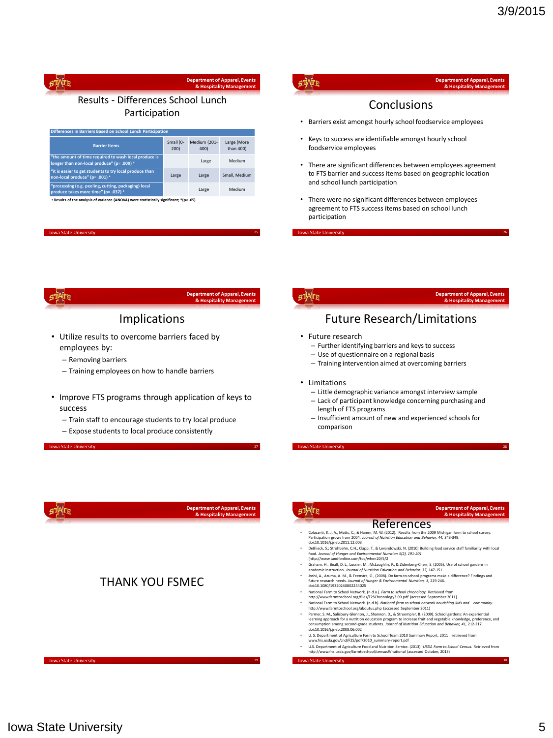## Results - Differences School Lunch Participation

| Differences in Barriers Based on School Lunch Participation | | | |
|---|---|---|---|
| Barrier Items | Small (0-200) | Medium (201-400) | Large (More than 400) |
| "the amount of time required to wash local produce is longer than non-local produce" (p= .009) * | | Large | Medium |
| "it is easier to get students to try local produce than non-local produce" (p= .001) * | Large | Large | Small, Medium |
| "processing (e.g. peeling, cutting, packaging) local produce takes more time" (p= .037) * | | Large | Medium |

* Results of the analysis of variance (ANOVA) were statistically significant; *(p< .05)

## Conclusions

- Barriers exist amongst hourly school foodservice employees
- Keys to success are identifiable amongst hourly school foodservice employees
- There are significant differences between employees agreement to FTS barrier and success items based on geographic location and school lunch participation
- There were no significant differences between employees agreement to FTS success items based on school lunch participation

## Implications

- Utilize results to overcome barriers faced by employees by:
  - Removing barriers
  - Training employees on how to handle barriers
- Improve FTS programs through application of keys to success
  - Train staff to encourage students to try local produce
  - Expose students to local produce consistently

## Future Research/Limitations

- Future research
  - Further identifying barriers and keys to success
  - Use of questionnaire on a regional basis
  - Training intervention aimed at overcoming barriers
- Limitations
  - Little demographic variance amongst interview sample
  - Lack of participant knowledge concerning purchasing and length of FTS programs
  - Insufficient amount of new and experienced schools for comparison

## THANK YOU FSMEC

## References

- Colasanti, K. J. A., Matts, C., & Hamm, M. W. (2012). Results from the 2009 Michigan farm to school survey: Participation grows from 2004. *Journal of Nutrition Education and Behavior, 44*, 343-349. doi:10.1016/j.jneb.2011.12.003
- DeBlieck, S.; Strohbehn, C.H., Clapp, T., & Levandowski, N. (2010) Building food service staff familiarity with local food. *Journal of Hunger and Environmental Nutrition 5(2), 191-201.* (http://www.tandfonline.com/toc/when20/5/2
- Graham, H., Beall, D. L., Lussier, M., McLaughlin, P., & Zidenberg-Cherr, S. (2005). Use of school gardens in academic instruction. *Journal of Nutrition Education and Behavior, 37*, 147-151.
- Joshi, A., Azuma, A. M., & Feenstra, G., (2008). Do farm-to-school programs make a difference? Findings and future research needs. *Journal of Hunger & Environmental Nutrition, 3*, 229-246. doi:10.1080/19320240802244025
- National Farm to School Network. (n.d.a.). *Farm to school chronology.* Retrieved from http://www.farmtoschool.org/files/F2SChronology3.09.pdf (accessed September 2011)
- National Farm to School Network. (n.d.b). *National farm to school network nourishing kids and community.* http://www.farmtoschool.org/aboutus.php (accessed September 2011)
- Parmer, S. M., Salisbury-Glennon, J., Shannon, D., & Struempler, B. (2009). School gardens: An experiential learning approach for a nutrition education program to increase fruit and vegetable knowledge, preference, and consumption among second-grade students. *Journal of Nutrition Education and Behavior, 41*, 212-217. doi:10.1016/j.jneb.2008.06.002
- U. S. Department of Agriculture Farm to School Team 2010 Summary Report, 2011 retrieved from www.fns.usda.gov/cnd/F2S/pdf/2010_summary-report.pdf
- U.S. Department of Agriculture Food and Nutrition Service. (2013). *USDA Farm to School Census.* Retrieved from http://www.fns.usda.gov/farmtoschool/census#/national (accessed October, 2013)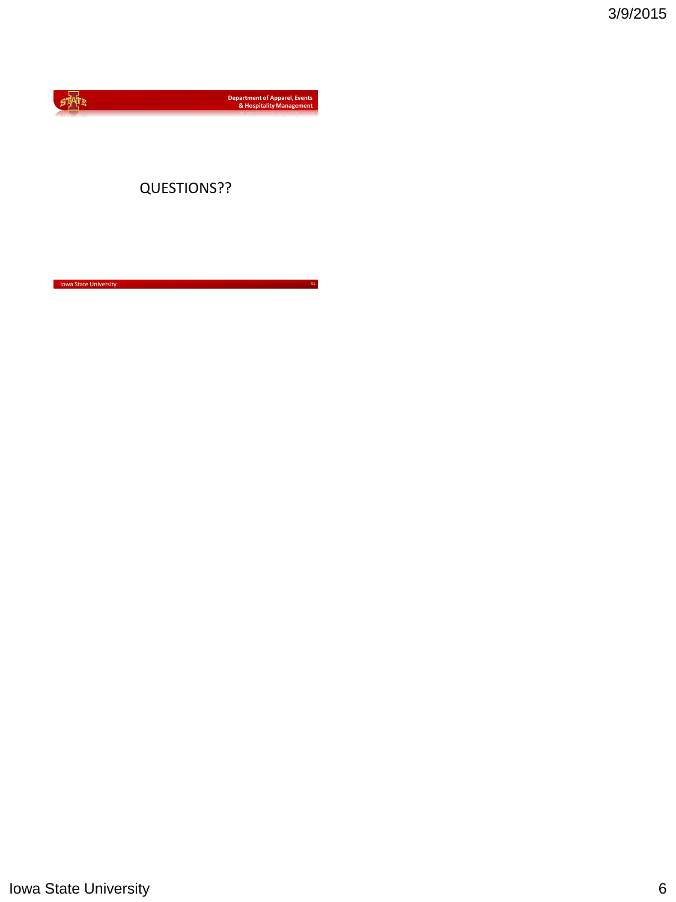Department of Apparel, Events & Hospitality Management

QUESTIONS??